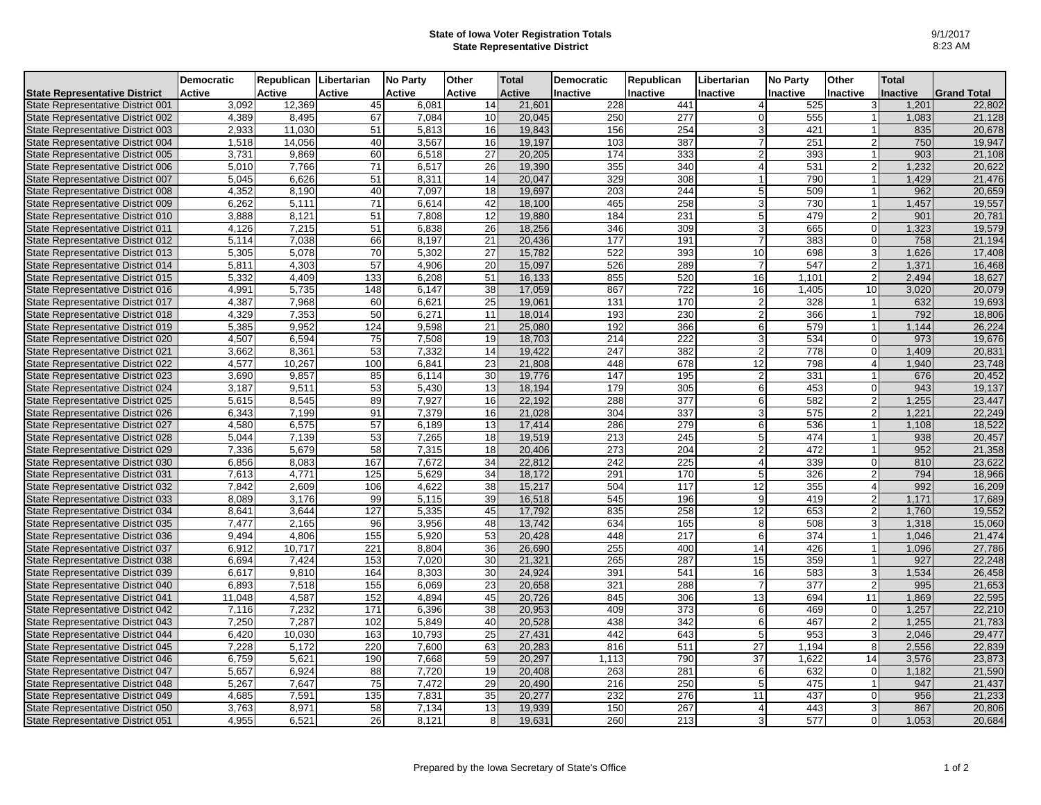# State of Iowa Voter Registration Totals
## State Representative District

9/1/2017
8:23 AM

| State Representative District | Democratic Active | Republican Active | Libertarian Active | No Party Active | Other Active | Total Active | Democratic Inactive | Republican Inactive | Libertarian Inactive | No Party Inactive | Other Inactive | Total Inactive | Grand Total |
|---|---|---|---|---|---|---|---|---|---|---|---|---|---|
| State Representative District 001 | 3,092 | 12,369 | 45 | 6,081 | 14 | 21,601 | 228 | 441 | 4 | 525 | 3 | 1,201 | 22,802 |
| State Representative District 002 | 4,389 | 8,495 | 67 | 7,084 | 10 | 20,045 | 250 | 277 | 0 | 555 | 1 | 1,083 | 21,128 |
| State Representative District 003 | 2,933 | 11,030 | 51 | 5,813 | 16 | 19,843 | 156 | 254 | 3 | 421 | 1 | 835 | 20,678 |
| State Representative District 004 | 1,518 | 14,056 | 40 | 3,567 | 16 | 19,197 | 103 | 387 | 7 | 251 | 2 | 750 | 19,947 |
| State Representative District 005 | 3,731 | 9,869 | 60 | 6,518 | 27 | 20,205 | 174 | 333 | 2 | 393 | 1 | 903 | 21,108 |
| State Representative District 006 | 5,010 | 7,766 | 71 | 6,517 | 26 | 19,390 | 355 | 340 | 4 | 531 | 2 | 1,232 | 20,622 |
| State Representative District 007 | 5,045 | 6,626 | 51 | 8,311 | 14 | 20,047 | 329 | 308 | 1 | 790 | 1 | 1,429 | 21,476 |
| State Representative District 008 | 4,352 | 8,190 | 40 | 7,097 | 18 | 19,697 | 203 | 244 | 5 | 509 | 1 | 962 | 20,659 |
| State Representative District 009 | 6,262 | 5,111 | 71 | 6,614 | 42 | 18,100 | 465 | 258 | 3 | 730 | 1 | 1,457 | 19,557 |
| State Representative District 010 | 3,888 | 8,121 | 51 | 7,808 | 12 | 19,880 | 184 | 231 | 5 | 479 | 2 | 901 | 20,781 |
| State Representative District 011 | 4,126 | 7,215 | 51 | 6,838 | 26 | 18,256 | 346 | 309 | 3 | 665 | 0 | 1,323 | 19,579 |
| State Representative District 012 | 5,114 | 7,038 | 66 | 8,197 | 21 | 20,436 | 177 | 191 | 7 | 383 | 0 | 758 | 21,194 |
| State Representative District 013 | 5,305 | 5,078 | 70 | 5,302 | 27 | 15,782 | 522 | 393 | 10 | 698 | 3 | 1,626 | 17,408 |
| State Representative District 014 | 5,811 | 4,303 | 57 | 4,906 | 20 | 15,097 | 526 | 289 | 7 | 547 | 2 | 1,371 | 16,468 |
| State Representative District 015 | 5,332 | 4,409 | 133 | 6,208 | 51 | 16,133 | 855 | 520 | 16 | 1,101 | 2 | 2,494 | 18,627 |
| State Representative District 016 | 4,991 | 5,735 | 148 | 6,147 | 38 | 17,059 | 867 | 722 | 16 | 1,405 | 10 | 3,020 | 20,079 |
| State Representative District 017 | 4,387 | 7,968 | 60 | 6,621 | 25 | 19,061 | 131 | 170 | 2 | 328 | 1 | 632 | 19,693 |
| State Representative District 018 | 4,329 | 7,353 | 50 | 6,271 | 11 | 18,014 | 193 | 230 | 2 | 366 | 1 | 792 | 18,806 |
| State Representative District 019 | 5,385 | 9,952 | 124 | 9,598 | 21 | 25,080 | 192 | 366 | 6 | 579 | 1 | 1,144 | 26,224 |
| State Representative District 020 | 4,507 | 6,594 | 75 | 7,508 | 19 | 18,703 | 214 | 222 | 3 | 534 | 0 | 973 | 19,676 |
| State Representative District 021 | 3,662 | 8,361 | 53 | 7,332 | 14 | 19,422 | 247 | 382 | 2 | 778 | 0 | 1,409 | 20,831 |
| State Representative District 022 | 4,577 | 10,267 | 100 | 6,841 | 23 | 21,808 | 448 | 678 | 12 | 798 | 4 | 1,940 | 23,748 |
| State Representative District 023 | 3,690 | 9,857 | 85 | 6,114 | 30 | 19,776 | 147 | 195 | 2 | 331 | 1 | 676 | 20,452 |
| State Representative District 024 | 3,187 | 9,511 | 53 | 5,430 | 13 | 18,194 | 179 | 305 | 6 | 453 | 0 | 943 | 19,137 |
| State Representative District 025 | 5,615 | 8,545 | 89 | 7,927 | 16 | 22,192 | 288 | 377 | 6 | 582 | 2 | 1,255 | 23,447 |
| State Representative District 026 | 6,343 | 7,199 | 91 | 7,379 | 16 | 21,028 | 304 | 337 | 3 | 575 | 2 | 1,221 | 22,249 |
| State Representative District 027 | 4,580 | 6,575 | 57 | 6,189 | 13 | 17,414 | 286 | 279 | 6 | 536 | 1 | 1,108 | 18,522 |
| State Representative District 028 | 5,044 | 7,139 | 53 | 7,265 | 18 | 19,519 | 213 | 245 | 5 | 474 | 1 | 938 | 20,457 |
| State Representative District 029 | 7,336 | 5,679 | 58 | 7,315 | 18 | 20,406 | 273 | 204 | 2 | 472 | 1 | 952 | 21,358 |
| State Representative District 030 | 6,856 | 8,083 | 167 | 7,672 | 34 | 22,812 | 242 | 225 | 4 | 339 | 0 | 810 | 23,622 |
| State Representative District 031 | 7,613 | 4,771 | 125 | 5,629 | 34 | 18,172 | 291 | 170 | 5 | 326 | 2 | 794 | 18,966 |
| State Representative District 032 | 7,842 | 2,609 | 106 | 4,622 | 38 | 15,217 | 504 | 117 | 12 | 355 | 4 | 992 | 16,209 |
| State Representative District 033 | 8,089 | 3,176 | 99 | 5,115 | 39 | 16,518 | 545 | 196 | 9 | 419 | 2 | 1,171 | 17,689 |
| State Representative District 034 | 8,641 | 3,644 | 127 | 5,335 | 45 | 17,792 | 835 | 258 | 12 | 653 | 2 | 1,760 | 19,552 |
| State Representative District 035 | 7,477 | 2,165 | 96 | 3,956 | 48 | 13,742 | 634 | 165 | 8 | 508 | 3 | 1,318 | 15,060 |
| State Representative District 036 | 9,494 | 4,806 | 155 | 5,920 | 53 | 20,428 | 448 | 217 | 6 | 374 | 1 | 1,046 | 21,474 |
| State Representative District 037 | 6,912 | 10,717 | 221 | 8,804 | 36 | 26,690 | 255 | 400 | 14 | 426 | 1 | 1,096 | 27,786 |
| State Representative District 038 | 6,694 | 7,424 | 153 | 7,020 | 30 | 21,321 | 265 | 287 | 15 | 359 | 1 | 927 | 22,248 |
| State Representative District 039 | 6,617 | 9,810 | 164 | 8,303 | 30 | 24,924 | 391 | 541 | 16 | 583 | 3 | 1,534 | 26,458 |
| State Representative District 040 | 6,893 | 7,518 | 155 | 6,069 | 23 | 20,658 | 321 | 288 | 7 | 377 | 2 | 995 | 21,653 |
| State Representative District 041 | 11,048 | 4,587 | 152 | 4,894 | 45 | 20,726 | 845 | 306 | 13 | 694 | 11 | 1,869 | 22,595 |
| State Representative District 042 | 7,116 | 7,232 | 171 | 6,396 | 38 | 20,953 | 409 | 373 | 6 | 469 | 0 | 1,257 | 22,210 |
| State Representative District 043 | 7,250 | 7,287 | 102 | 5,849 | 40 | 20,528 | 438 | 342 | 6 | 467 | 2 | 1,255 | 21,783 |
| State Representative District 044 | 6,420 | 10,030 | 163 | 10,793 | 25 | 27,431 | 442 | 643 | 5 | 953 | 3 | 2,046 | 29,477 |
| State Representative District 045 | 7,228 | 5,172 | 220 | 7,600 | 63 | 20,283 | 816 | 511 | 27 | 1,194 | 8 | 2,556 | 22,839 |
| State Representative District 046 | 6,759 | 5,621 | 190 | 7,668 | 59 | 20,297 | 1,113 | 790 | 37 | 1,622 | 14 | 3,576 | 23,873 |
| State Representative District 047 | 5,657 | 6,924 | 88 | 7,720 | 19 | 20,408 | 263 | 281 | 6 | 632 | 0 | 1,182 | 21,590 |
| State Representative District 048 | 5,267 | 7,647 | 75 | 7,472 | 29 | 20,490 | 216 | 250 | 5 | 475 | 1 | 947 | 21,437 |
| State Representative District 049 | 4,685 | 7,591 | 135 | 7,831 | 35 | 20,277 | 232 | 276 | 11 | 437 | 0 | 956 | 21,233 |
| State Representative District 050 | 3,763 | 8,971 | 58 | 7,134 | 13 | 19,939 | 150 | 267 | 4 | 443 | 3 | 867 | 20,806 |
| State Representative District 051 | 4,955 | 6,521 | 26 | 8,121 | 8 | 19,631 | 260 | 213 | 3 | 577 | 0 | 1,053 | 20,684 |

Prepared by the Iowa Secretary of State's Office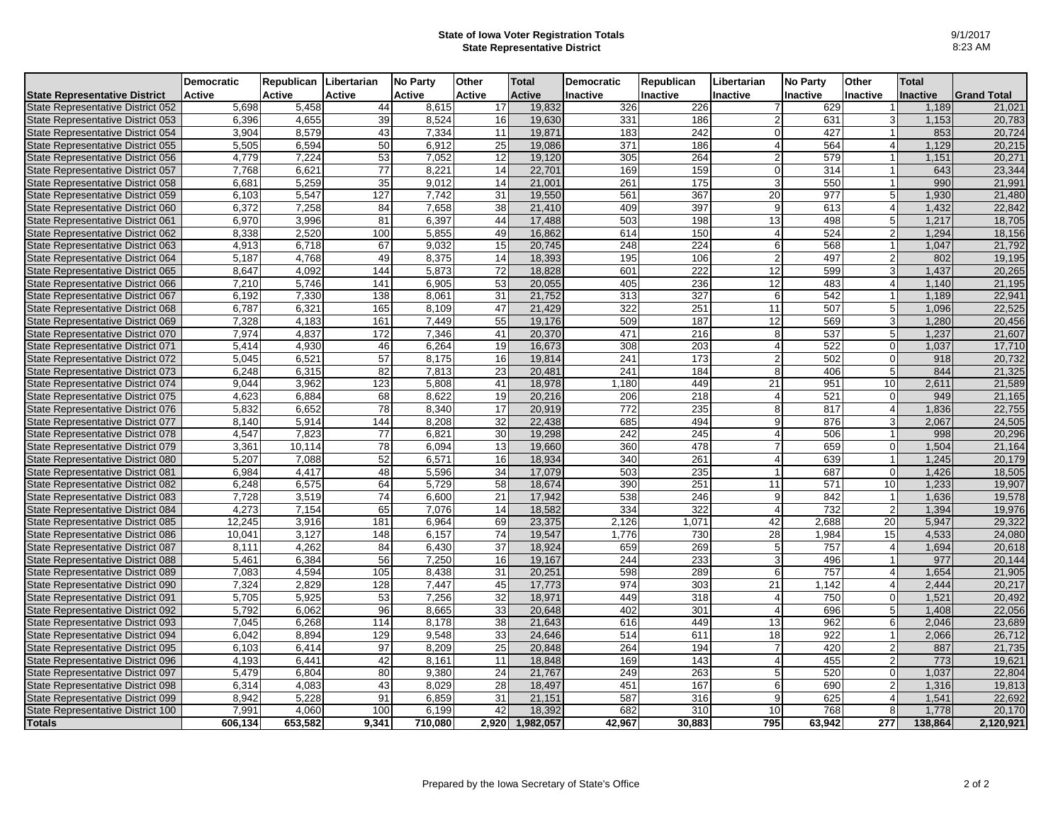# State of Iowa Voter Registration Totals
## State Representative District

9/1/2017
8:23 AM

| State Representative District | Democratic Active | Republican Active | Libertarian Active | No Party Active | Other Active | Total Active | Democratic Inactive | Republican Inactive | Libertarian Inactive | No Party Inactive | Other Inactive | Total Inactive | Grand Total |
|---|---|---|---|---|---|---|---|---|---|---|---|---|---|
| State Representative District 052 | 5,698 | 5,458 | 44 | 8,615 | 17 | 19,832 | 326 | 226 | 7 | 629 | 1 | 1,189 | 21,021 |
| State Representative District 053 | 6,396 | 4,655 | 39 | 8,524 | 16 | 19,630 | 331 | 186 | 2 | 631 | 3 | 1,153 | 20,783 |
| State Representative District 054 | 3,904 | 8,579 | 43 | 7,334 | 11 | 19,871 | 183 | 242 | 0 | 427 | 1 | 853 | 20,724 |
| State Representative District 055 | 5,505 | 6,594 | 50 | 6,912 | 25 | 19,086 | 371 | 186 | 4 | 564 | 4 | 1,129 | 20,215 |
| State Representative District 056 | 4,779 | 7,224 | 53 | 7,052 | 12 | 19,120 | 305 | 264 | 2 | 579 | 1 | 1,151 | 20,271 |
| State Representative District 057 | 7,768 | 6,621 | 77 | 8,221 | 14 | 22,701 | 169 | 159 | 0 | 314 | 1 | 643 | 23,344 |
| State Representative District 058 | 6,681 | 5,259 | 35 | 9,012 | 14 | 21,001 | 261 | 175 | 3 | 550 | 1 | 990 | 21,991 |
| State Representative District 059 | 6,103 | 5,547 | 127 | 7,742 | 31 | 19,550 | 561 | 367 | 20 | 977 | 5 | 1,930 | 21,480 |
| State Representative District 060 | 6,372 | 7,258 | 84 | 7,658 | 38 | 21,410 | 409 | 397 | 9 | 613 | 4 | 1,432 | 22,842 |
| State Representative District 061 | 6,970 | 3,996 | 81 | 6,397 | 44 | 17,488 | 503 | 198 | 13 | 498 | 5 | 1,217 | 18,705 |
| State Representative District 062 | 8,338 | 2,520 | 100 | 5,855 | 49 | 16,862 | 614 | 150 | 4 | 524 | 2 | 1,294 | 18,156 |
| State Representative District 063 | 4,913 | 6,718 | 67 | 9,032 | 15 | 20,745 | 248 | 224 | 6 | 568 | 1 | 1,047 | 21,792 |
| State Representative District 064 | 5,187 | 4,768 | 49 | 8,375 | 14 | 18,393 | 195 | 106 | 2 | 497 | 2 | 802 | 19,195 |
| State Representative District 065 | 8,647 | 4,092 | 144 | 5,873 | 72 | 18,828 | 601 | 222 | 12 | 599 | 3 | 1,437 | 20,265 |
| State Representative District 066 | 7,210 | 5,746 | 141 | 6,905 | 53 | 20,055 | 405 | 236 | 12 | 483 | 4 | 1,140 | 21,195 |
| State Representative District 067 | 6,192 | 7,330 | 138 | 8,061 | 31 | 21,752 | 313 | 327 | 6 | 542 | 1 | 1,189 | 22,941 |
| State Representative District 068 | 6,787 | 6,321 | 165 | 8,109 | 47 | 21,429 | 322 | 251 | 11 | 507 | 5 | 1,096 | 22,525 |
| State Representative District 069 | 7,328 | 4,183 | 161 | 7,449 | 55 | 19,176 | 509 | 187 | 12 | 569 | 3 | 1,280 | 20,456 |
| State Representative District 070 | 7,974 | 4,837 | 172 | 7,346 | 41 | 20,370 | 471 | 216 | 8 | 537 | 5 | 1,237 | 21,607 |
| State Representative District 071 | 5,414 | 4,930 | 46 | 6,264 | 19 | 16,673 | 308 | 203 | 4 | 522 | 0 | 1,037 | 17,710 |
| State Representative District 072 | 5,045 | 6,521 | 57 | 8,175 | 16 | 19,814 | 241 | 173 | 2 | 502 | 0 | 918 | 20,732 |
| State Representative District 073 | 6,248 | 6,315 | 82 | 7,813 | 23 | 20,481 | 241 | 184 | 8 | 406 | 5 | 844 | 21,325 |
| State Representative District 074 | 9,044 | 3,962 | 123 | 5,808 | 41 | 18,978 | 1,180 | 449 | 21 | 951 | 10 | 2,611 | 21,589 |
| State Representative District 075 | 4,623 | 6,884 | 68 | 8,622 | 19 | 20,216 | 206 | 218 | 4 | 521 | 0 | 949 | 21,165 |
| State Representative District 076 | 5,832 | 6,652 | 78 | 8,340 | 17 | 20,919 | 772 | 235 | 8 | 817 | 4 | 1,836 | 22,755 |
| State Representative District 077 | 8,140 | 5,914 | 144 | 8,208 | 32 | 22,438 | 685 | 494 | 9 | 876 | 3 | 2,067 | 24,505 |
| State Representative District 078 | 4,547 | 7,823 | 77 | 6,821 | 30 | 19,298 | 242 | 245 | 4 | 506 | 1 | 998 | 20,296 |
| State Representative District 079 | 3,361 | 10,114 | 78 | 6,094 | 13 | 19,660 | 360 | 478 | 7 | 659 | 0 | 1,504 | 21,164 |
| State Representative District 080 | 5,207 | 7,088 | 52 | 6,571 | 16 | 18,934 | 340 | 261 | 4 | 639 | 1 | 1,245 | 20,179 |
| State Representative District 081 | 6,984 | 4,417 | 48 | 5,596 | 34 | 17,079 | 503 | 235 | 1 | 687 | 0 | 1,426 | 18,505 |
| State Representative District 082 | 6,248 | 6,575 | 64 | 5,729 | 58 | 18,674 | 390 | 251 | 11 | 571 | 10 | 1,233 | 19,907 |
| State Representative District 083 | 7,728 | 3,519 | 74 | 6,600 | 21 | 17,942 | 538 | 246 | 9 | 842 | 1 | 1,636 | 19,578 |
| State Representative District 084 | 4,273 | 7,154 | 65 | 7,076 | 14 | 18,582 | 334 | 322 | 4 | 732 | 2 | 1,394 | 19,976 |
| State Representative District 085 | 12,245 | 3,916 | 181 | 6,964 | 69 | 23,375 | 2,126 | 1,071 | 42 | 2,688 | 20 | 5,947 | 29,322 |
| State Representative District 086 | 10,041 | 3,127 | 148 | 6,157 | 74 | 19,547 | 1,776 | 730 | 28 | 1,984 | 15 | 4,533 | 24,080 |
| State Representative District 087 | 8,111 | 4,262 | 84 | 6,430 | 37 | 18,924 | 659 | 269 | 5 | 757 | 4 | 1,694 | 20,618 |
| State Representative District 088 | 5,461 | 6,384 | 56 | 7,250 | 16 | 19,167 | 244 | 233 | 3 | 496 | 1 | 977 | 20,144 |
| State Representative District 089 | 7,083 | 4,594 | 105 | 8,438 | 31 | 20,251 | 598 | 289 | 6 | 757 | 4 | 1,654 | 21,905 |
| State Representative District 090 | 7,324 | 2,829 | 128 | 7,447 | 45 | 17,773 | 974 | 303 | 21 | 1,142 | 4 | 2,444 | 20,217 |
| State Representative District 091 | 5,705 | 5,925 | 53 | 7,256 | 32 | 18,971 | 449 | 318 | 4 | 750 | 0 | 1,521 | 20,492 |
| State Representative District 092 | 5,792 | 6,062 | 96 | 8,665 | 33 | 20,648 | 402 | 301 | 4 | 696 | 5 | 1,408 | 22,056 |
| State Representative District 093 | 7,045 | 6,268 | 114 | 8,178 | 38 | 21,643 | 616 | 449 | 13 | 962 | 6 | 2,046 | 23,689 |
| State Representative District 094 | 6,042 | 8,894 | 129 | 9,548 | 33 | 24,646 | 514 | 611 | 18 | 922 | 1 | 2,066 | 26,712 |
| State Representative District 095 | 6,103 | 6,414 | 97 | 8,209 | 25 | 20,848 | 264 | 194 | 7 | 420 | 2 | 887 | 21,735 |
| State Representative District 096 | 4,193 | 6,441 | 42 | 8,161 | 11 | 18,848 | 169 | 143 | 4 | 455 | 2 | 773 | 19,621 |
| State Representative District 097 | 5,479 | 6,804 | 80 | 9,380 | 24 | 21,767 | 249 | 263 | 5 | 520 | 0 | 1,037 | 22,804 |
| State Representative District 098 | 6,314 | 4,083 | 43 | 8,029 | 28 | 18,497 | 451 | 167 | 6 | 690 | 2 | 1,316 | 19,813 |
| State Representative District 099 | 8,942 | 5,228 | 91 | 6,859 | 31 | 21,151 | 587 | 316 | 9 | 625 | 4 | 1,541 | 22,692 |
| State Representative District 100 | 7,991 | 4,060 | 100 | 6,199 | 42 | 18,392 | 682 | 310 | 10 | 768 | 8 | 1,778 | 20,170 |
| **Totals** | **606,134** | **653,582** | **9,341** | **710,080** | **2,920** | **1,982,057** | **42,967** | **30,883** | **795** | **63,942** | **277** | **138,864** | **2,120,921** |

Prepared by the Iowa Secretary of State's Office